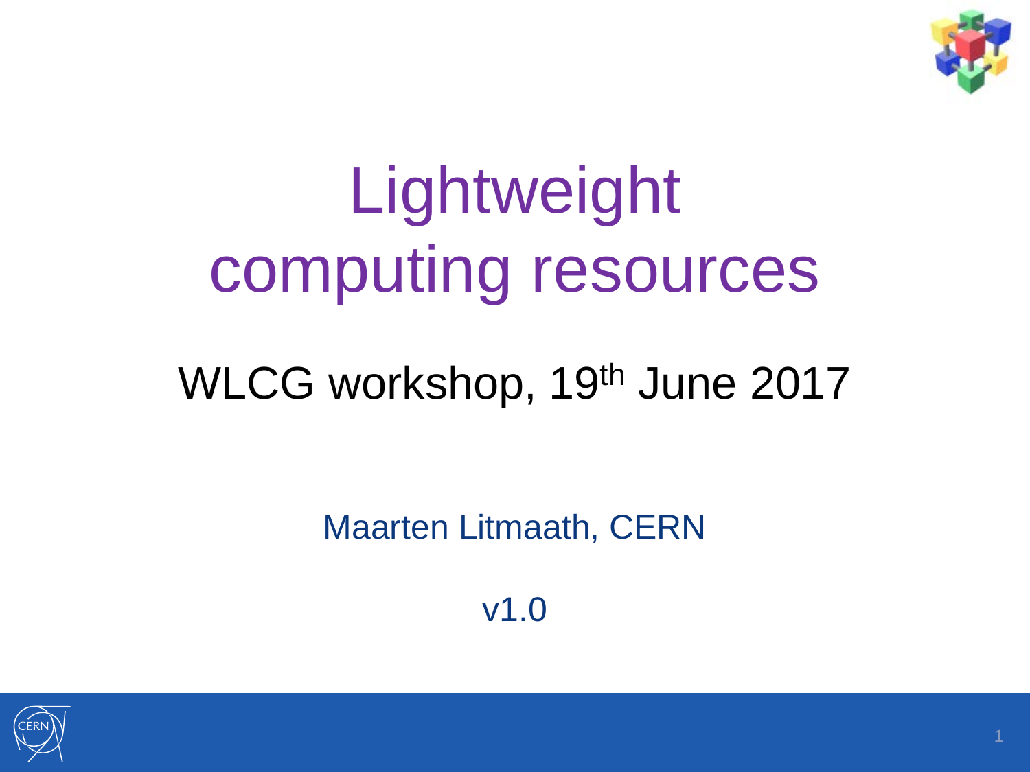# Lightweight computing resources

## WLCG workshop, 19th June 2017

Maarten Litmaath, CERN

v1.0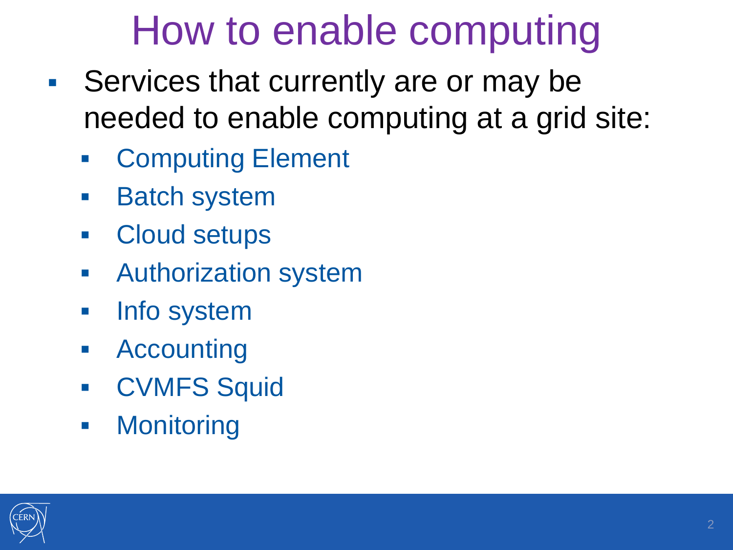# How to enable computing

- Services that currently are or may be needed to enable computing at a grid site:
  - Computing Element
  - Batch system
  - Cloud setups
  - Authorization system
  - Info system
  - Accounting
  - CVMFS Squid
  - Monitoring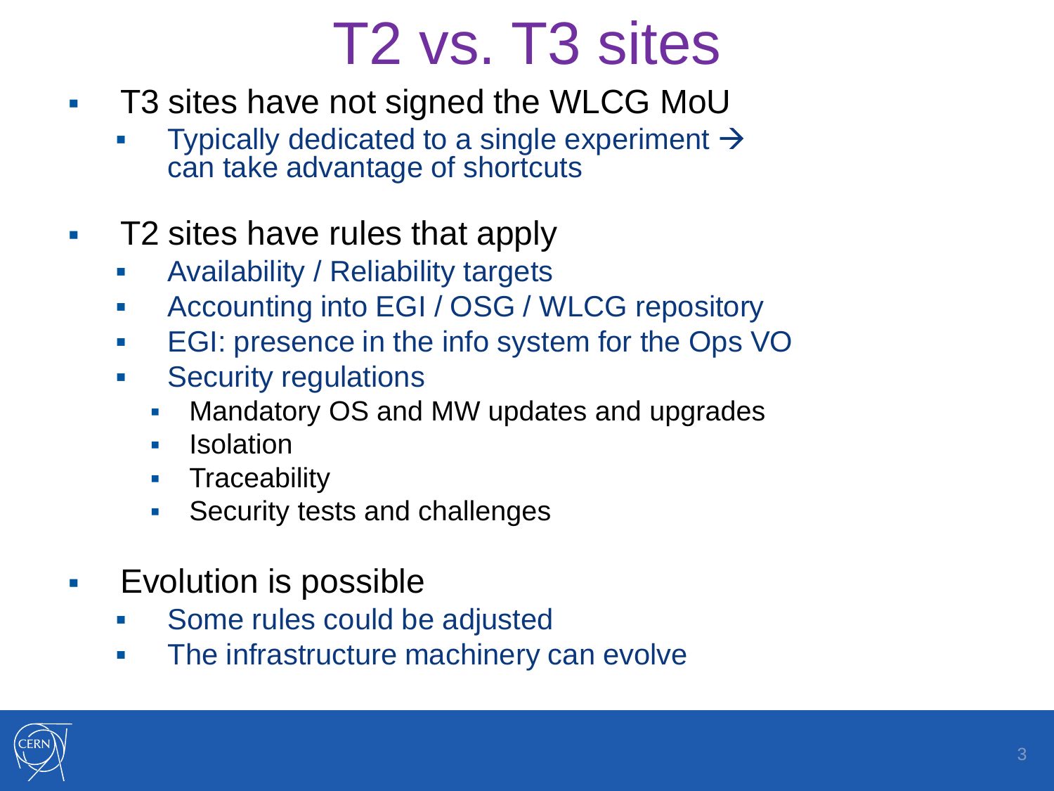# T2 vs. T3 sites

- T3 sites have not signed the WLCG MoU
  - Typically dedicated to a single experiment → can take advantage of shortcuts
- T2 sites have rules that apply
  - Availability / Reliability targets
  - Accounting into EGI / OSG / WLCG repository
  - EGI: presence in the info system for the Ops VO
  - Security regulations
    - Mandatory OS and MW updates and upgrades
    - Isolation
    - Traceability
    - Security tests and challenges
- Evolution is possible
  - Some rules could be adjusted
  - The infrastructure machinery can evolve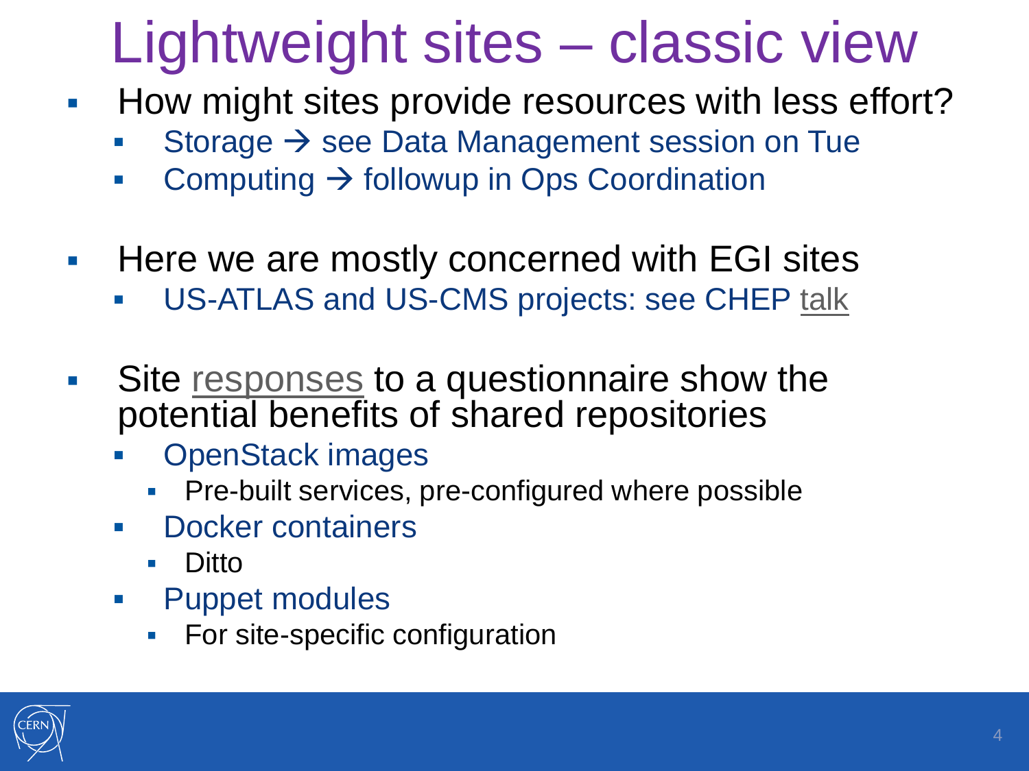# Lightweight sites – classic view

- How might sites provide resources with less effort?
  - Storage → see Data Management session on Tue
  - Computing → followup in Ops Coordination
- Here we are mostly concerned with EGI sites
  - US-ATLAS and US-CMS projects: see CHEP talk
- Site responses to a questionnaire show the potential benefits of shared repositories
  - OpenStack images
    - Pre-built services, pre-configured where possible
  - Docker containers
    - Ditto
  - Puppet modules
    - For site-specific configuration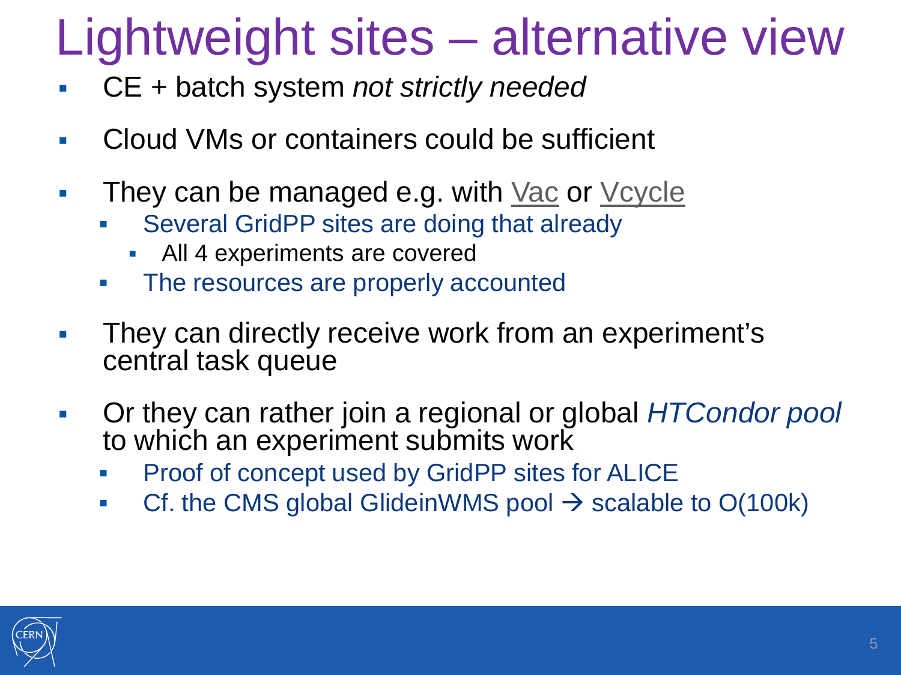# Lightweight sites – alternative view

- CE + batch system *not strictly needed*
- Cloud VMs or containers could be sufficient
- They can be managed e.g. with Vac or Vcycle
  - Several GridPP sites are doing that already
    - All 4 experiments are covered
  - The resources are properly accounted
- They can directly receive work from an experiment's central task queue
- Or they can rather join a regional or global *HTCondor pool* to which an experiment submits work
  - Proof of concept used by GridPP sites for ALICE
  - Cf. the CMS global GlideinWMS pool → scalable to O(100k)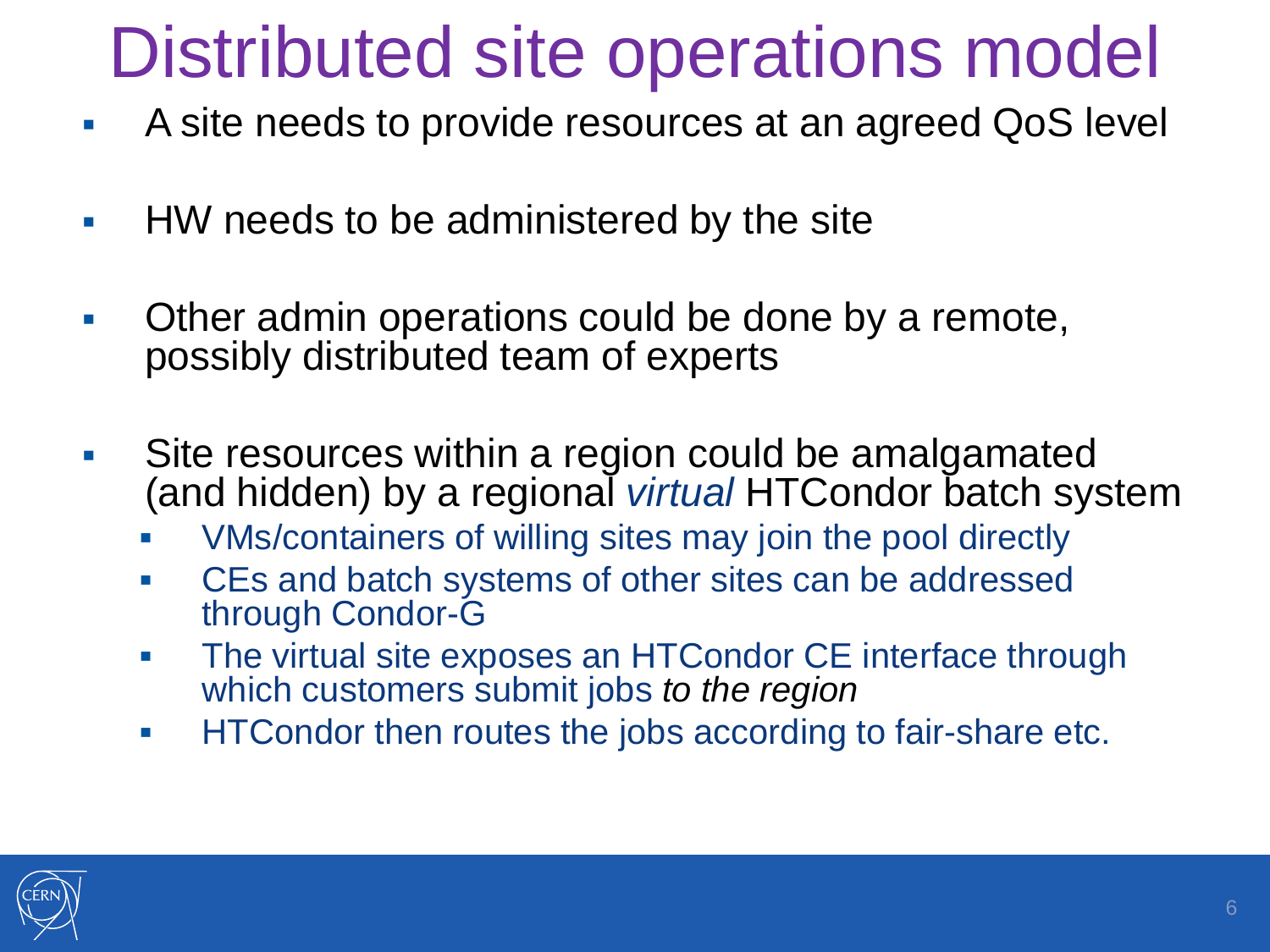# Distributed site operations model

- A site needs to provide resources at an agreed QoS level
- HW needs to be administered by the site
- Other admin operations could be done by a remote, possibly distributed team of experts
- Site resources within a region could be amalgamated (and hidden) by a regional *virtual* HTCondor batch system
  - VMs/containers of willing sites may join the pool directly
  - CEs and batch systems of other sites can be addressed through Condor-G
  - The virtual site exposes an HTCondor CE interface through which customers submit jobs *to the region*
  - HTCondor then routes the jobs according to fair-share etc.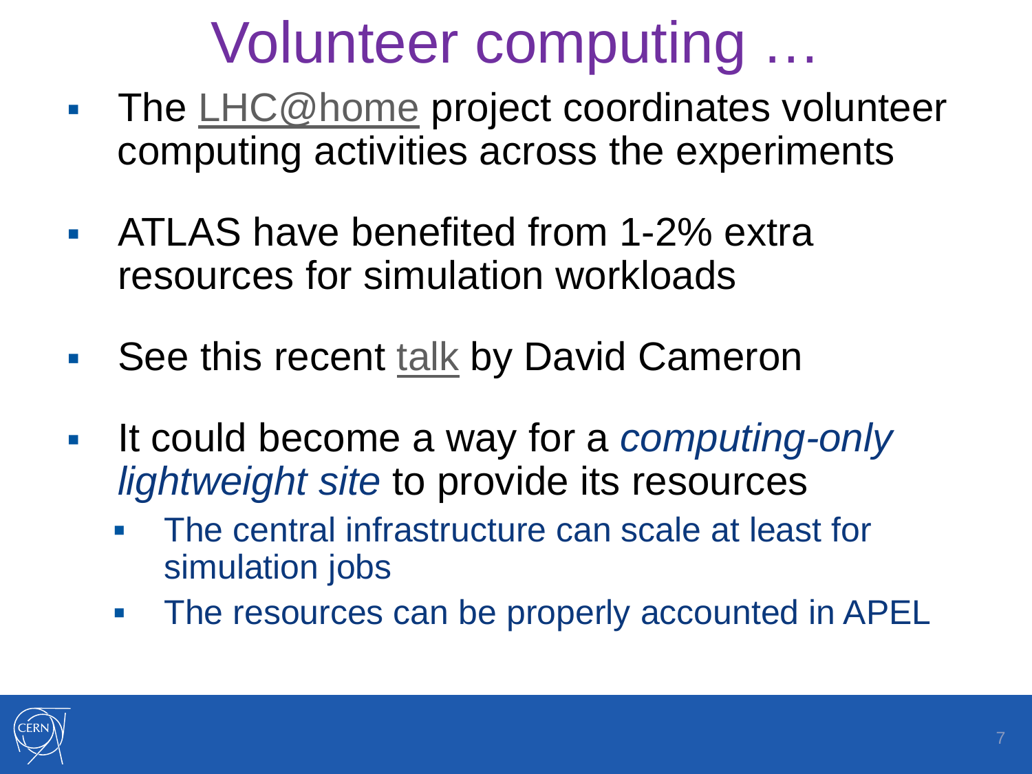# Volunteer computing …

- The LHC@home project coordinates volunteer computing activities across the experiments
- ATLAS have benefited from 1-2% extra resources for simulation workloads
- See this recent talk by David Cameron
- It could become a way for a *computing-only lightweight site* to provide its resources
  - The central infrastructure can scale at least for simulation jobs
  - The resources can be properly accounted in APEL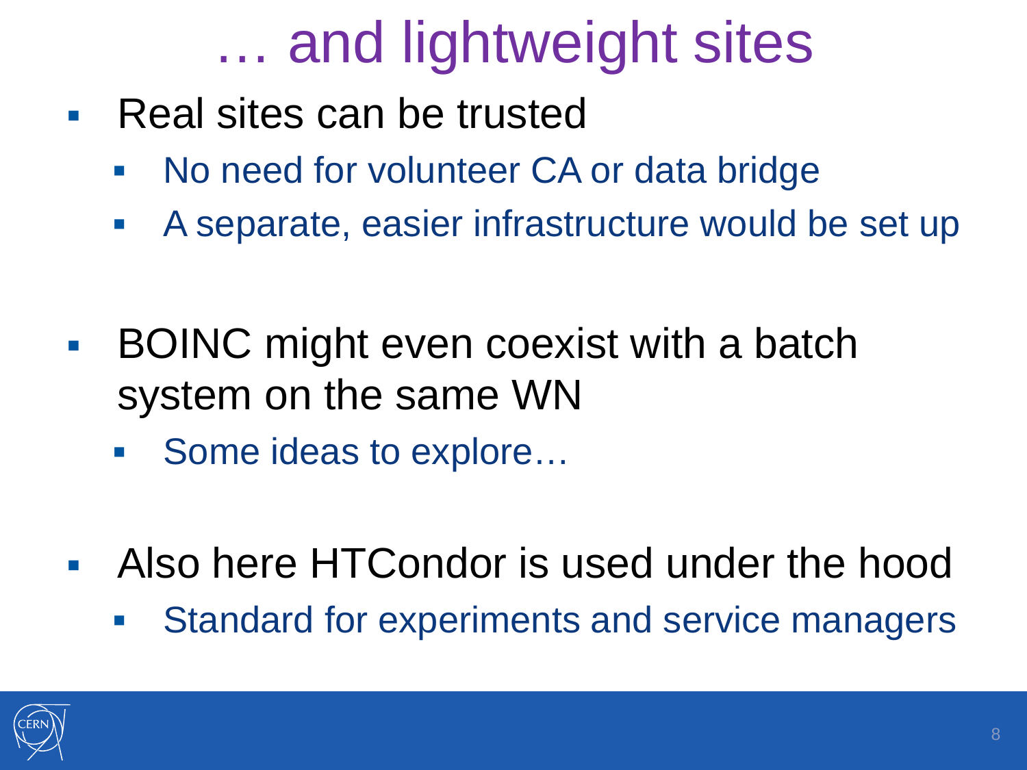# … and lightweight sites

- Real sites can be trusted
  - No need for volunteer CA or data bridge
  - A separate, easier infrastructure would be set up
- BOINC might even coexist with a batch system on the same WN
  - Some ideas to explore…
- Also here HTCondor is used under the hood
  - Standard for experiments and service managers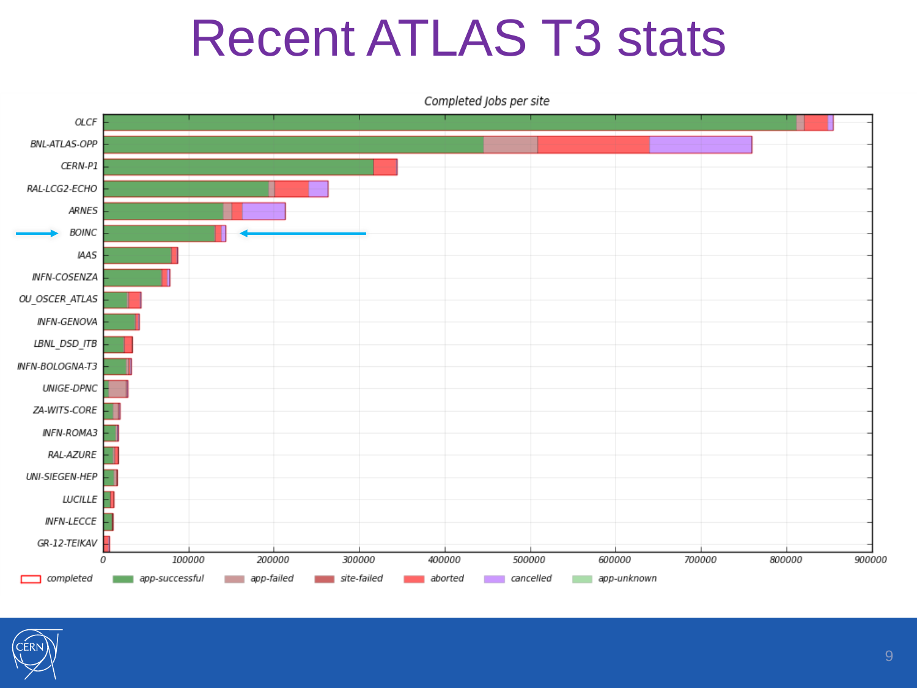# Recent ATLAS T3 stats

Completed Jobs per site

OLCF
BNL-ATLAS-OPP
CERN-P1
RAL-LCG2-ECHO
ARNES
BOINC
IAAS
INFN-COSENZA
OU_OSCER_ATLAS
INFN-GENOVA
LBNL_DSD_ITB
INFN-BOLOGNA-T3
UNIGE-DPNC
ZA-WITS-CORE
INFN-ROMA3
RAL-AZURE
UNI-SIEGEN-HEP
LUCILLE
INFN-LECCE
GR-12-TEIKAV

0 100000 200000 300000 400000 500000 600000 700000 800000 900000

completed app-successful app-failed site-failed aborted cancelled app-unknown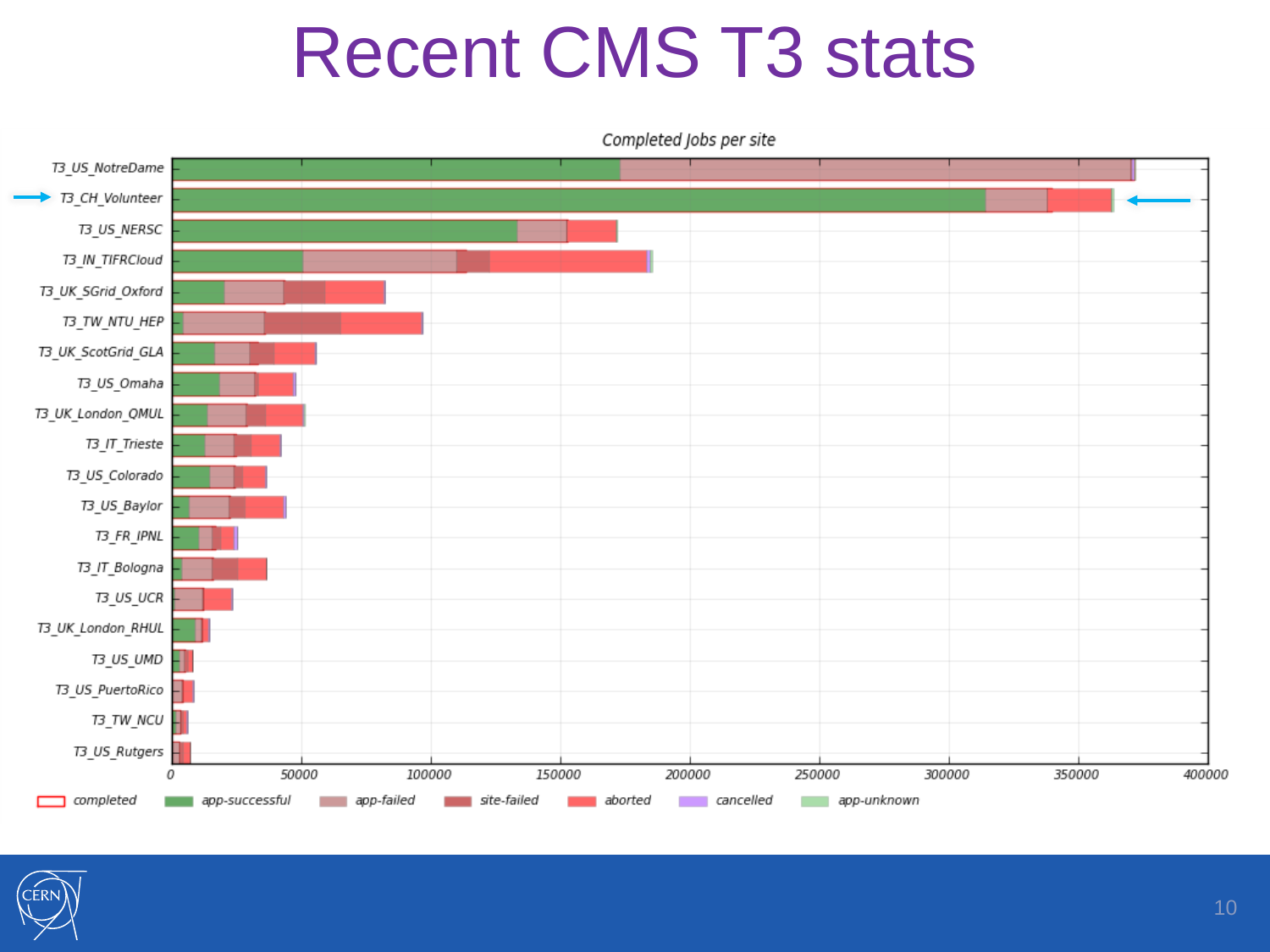# Recent CMS T3 stats

Completed Jobs per site

T3_US_NotreDame
T3_CH_Volunteer
T3_US_NERSC
T3_IN_TIFRCloud
T3_UK_SGrid_Oxford
T3_TW_NTU_HEP
T3_UK_ScotGrid_GLA
T3_US_Omaha
T3_UK_London_QMUL
T3_IT_Trieste
T3_US_Colorado
T3_US_Baylor
T3_FR_IPNL
T3_IT_Bologna
T3_US_UCR
T3_UK_London_RHUL
T3_US_UMD
T3_US_PuertoRico
T3_TW_NCU
T3_US_Rutgers

0 50000 100000 150000 200000 250000 300000 350000 400000

completed app-successful app-failed site-failed aborted cancelled app-unknown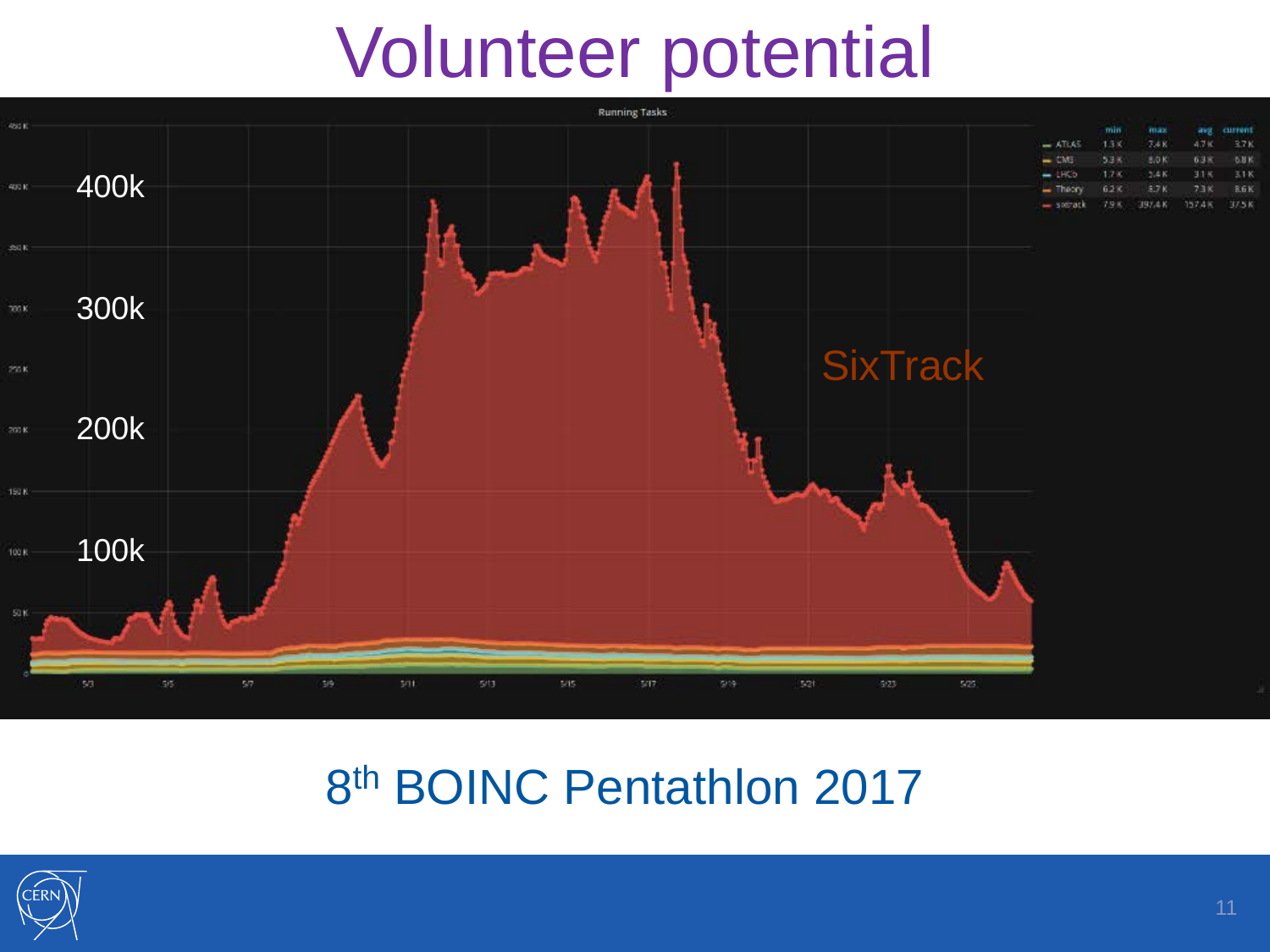# Volunteer potential

Running Tasks

|  | min | max | avg | current |
|---|---|---|---|---|
| ATLAS | 1.3 K | 7.4 K | 4.7 K | 3.7 K |
| CMS | 5.3 K | 8.0 K | 6.3 K | 6.8 K |
| LHCb | 1.7 K | 5.4 K | 3.1 K | 3.1 K |
| Theory | 6.2 K | 8.7 K | 7.3 K | 8.6 K |
| sixtrack | 7.9 K | 397.4 K | 157.4 K | 37.5 K |

400k

300k

200k

100k

SixTrack

8th BOINC Pentathlon 2017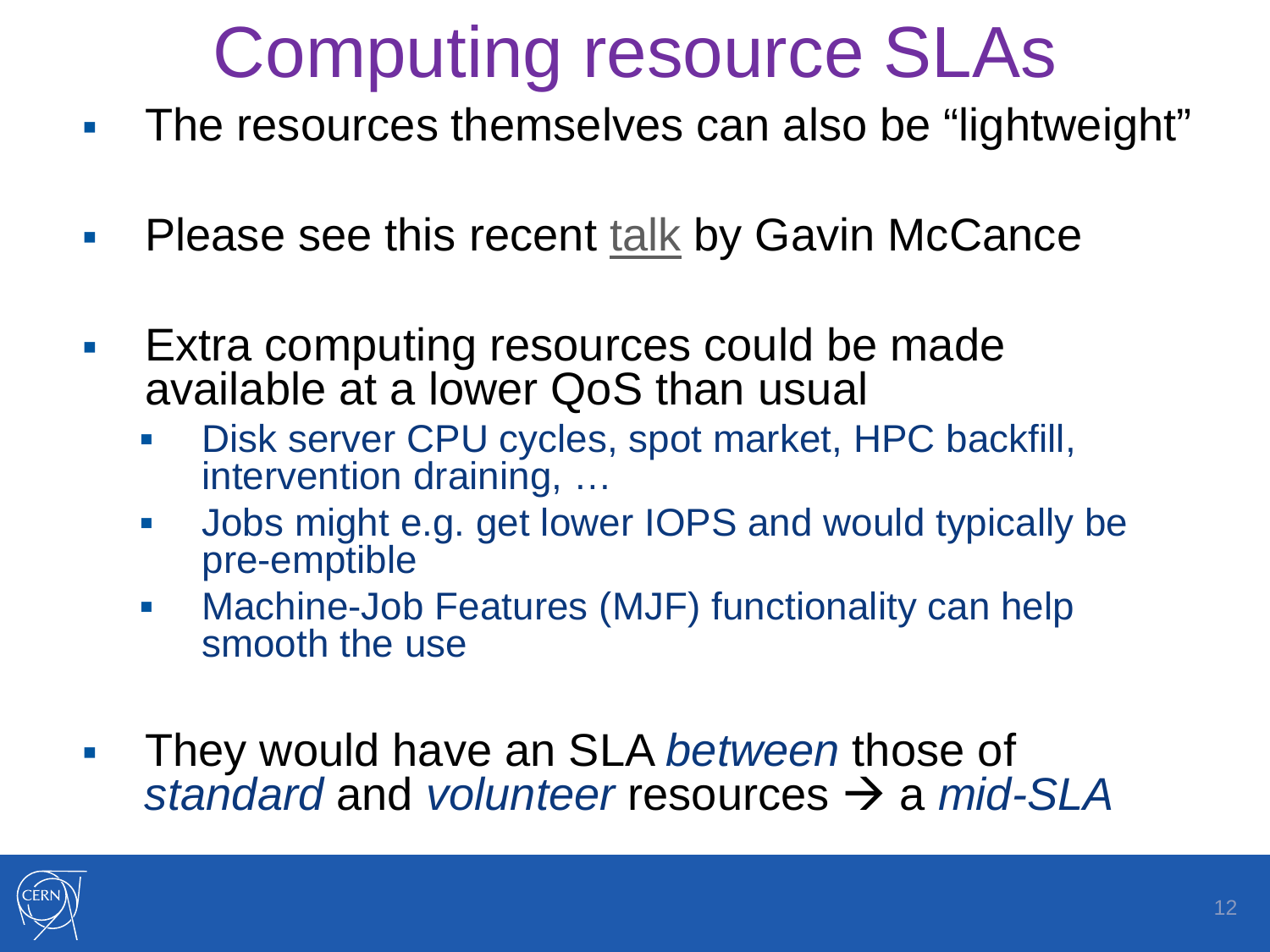# Computing resource SLAs

- The resources themselves can also be “lightweight”
- Please see this recent talk by Gavin McCance
- Extra computing resources could be made available at a lower QoS than usual
  - Disk server CPU cycles, spot market, HPC backfill, intervention draining, …
  - Jobs might e.g. get lower IOPS and would typically be pre-emptible
  - Machine-Job Features (MJF) functionality can help smooth the use
- They would have an SLA *between* those of *standard* and *volunteer* resources → a *mid-SLA*